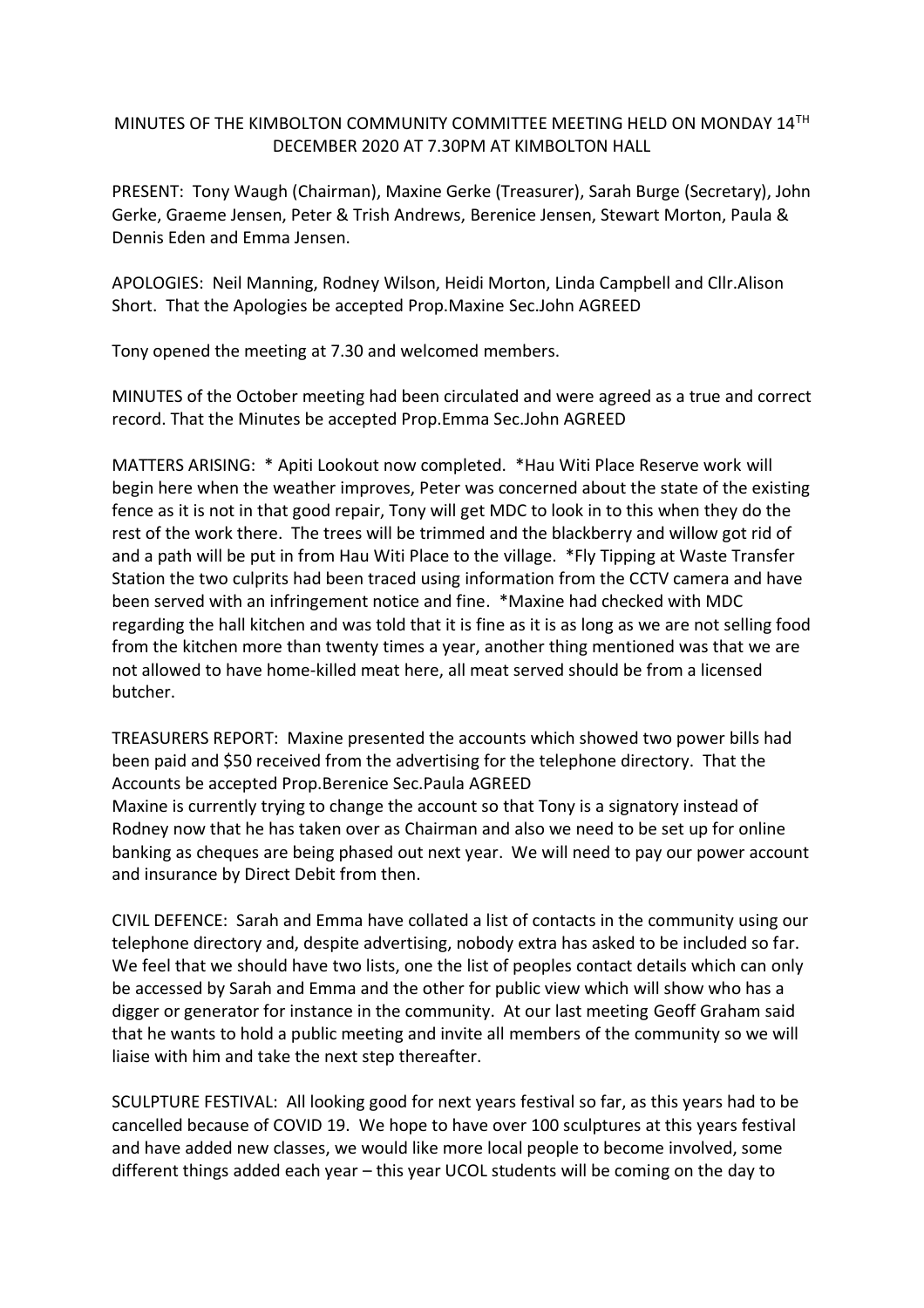# MINUTES OF THE KIMBOLTON COMMUNITY COMMITTEE MEETING HELD ON MONDAY 14TH DECEMBER 2020 AT 7.30PM AT KIMBOLTON HALL

PRESENT: Tony Waugh (Chairman), Maxine Gerke (Treasurer), Sarah Burge (Secretary), John Gerke, Graeme Jensen, Peter & Trish Andrews, Berenice Jensen, Stewart Morton, Paula & Dennis Eden and Emma Jensen.

APOLOGIES: Neil Manning, Rodney Wilson, Heidi Morton, Linda Campbell and Cllr.Alison Short. That the Apologies be accepted Prop.Maxine Sec.John AGREED

Tony opened the meeting at 7.30 and welcomed members.

MINUTES of the October meeting had been circulated and were agreed as a true and correct record. That the Minutes be accepted Prop.Emma Sec.John AGREED

MATTERS ARISING: * Apiti Lookout now completed. *Hau Witi Place Reserve work will begin here when the weather improves, Peter was concerned about the state of the existing fence as it is not in that good repair, Tony will get MDC to look in to this when they do the rest of the work there. The trees will be trimmed and the blackberry and willow got rid of and a path will be put in from Hau Witi Place to the village. *Fly Tipping at Waste Transfer Station the two culprits had been traced using information from the CCTV camera and have been served with an infringement notice and fine. *Maxine had checked with MDC regarding the hall kitchen and was told that it is fine as it is as long as we are not selling food from the kitchen more than twenty times a year, another thing mentioned was that we are not allowed to have home-killed meat here, all meat served should be from a licensed butcher.

TREASURERS REPORT: Maxine presented the accounts which showed two power bills had been paid and $50 received from the advertising for the telephone directory. That the Accounts be accepted Prop.Berenice Sec.Paula AGREED

Maxine is currently trying to change the account so that Tony is a signatory instead of Rodney now that he has taken over as Chairman and also we need to be set up for online banking as cheques are being phased out next year. We will need to pay our power account and insurance by Direct Debit from then.

CIVIL DEFENCE: Sarah and Emma have collated a list of contacts in the community using our telephone directory and, despite advertising, nobody extra has asked to be included so far. We feel that we should have two lists, one the list of peoples contact details which can only be accessed by Sarah and Emma and the other for public view which will show who has a digger or generator for instance in the community. At our last meeting Geoff Graham said that he wants to hold a public meeting and invite all members of the community so we will liaise with him and take the next step thereafter.

SCULPTURE FESTIVAL: All looking good for next years festival so far, as this years had to be cancelled because of COVID 19. We hope to have over 100 sculptures at this years festival and have added new classes, we would like more local people to become involved, some different things added each year – this year UCOL students will be coming on the day to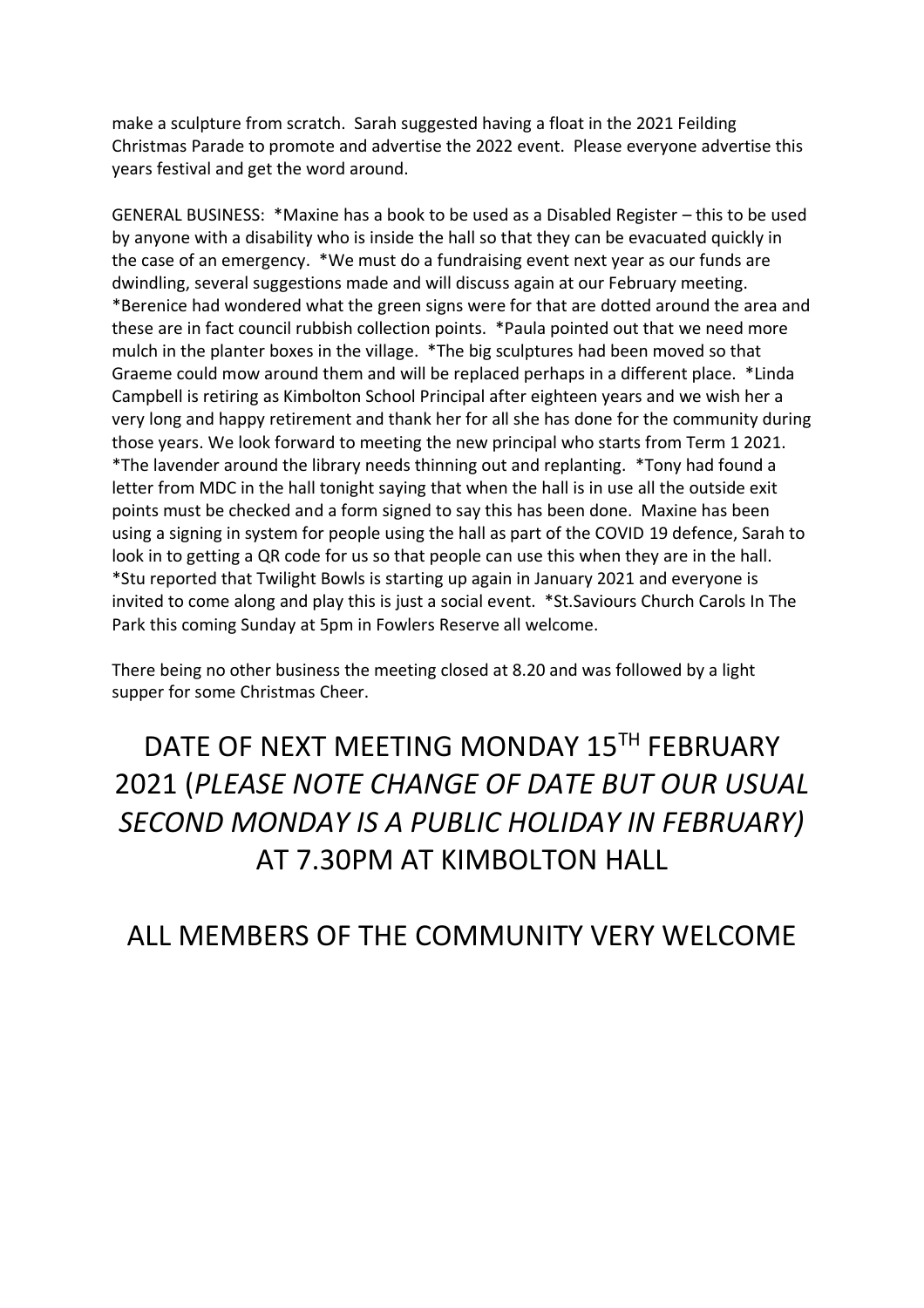make a sculpture from scratch. Sarah suggested having a float in the 2021 Feilding Christmas Parade to promote and advertise the 2022 event. Please everyone advertise this years festival and get the word around.

GENERAL BUSINESS: *Maxine has a book to be used as a Disabled Register – this to be used by anyone with a disability who is inside the hall so that they can be evacuated quickly in the case of an emergency. *We must do a fundraising event next year as our funds are dwindling, several suggestions made and will discuss again at our February meeting. *Berenice had wondered what the green signs were for that are dotted around the area and these are in fact council rubbish collection points. *Paula pointed out that we need more mulch in the planter boxes in the village. *The big sculptures had been moved so that Graeme could mow around them and will be replaced perhaps in a different place. *Linda Campbell is retiring as Kimbolton School Principal after eighteen years and we wish her a very long and happy retirement and thank her for all she has done for the community during those years. We look forward to meeting the new principal who starts from Term 1 2021. *The lavender around the library needs thinning out and replanting. *Tony had found a letter from MDC in the hall tonight saying that when the hall is in use all the outside exit points must be checked and a form signed to say this has been done. Maxine has been using a signing in system for people using the hall as part of the COVID 19 defence, Sarah to look in to getting a QR code for us so that people can use this when they are in the hall. *Stu reported that Twilight Bowls is starting up again in January 2021 and everyone is invited to come along and play this is just a social event. *St.Saviours Church Carols In The Park this coming Sunday at 5pm in Fowlers Reserve all welcome.

There being no other business the meeting closed at 8.20 and was followed by a light supper for some Christmas Cheer.

## DATE OF NEXT MEETING MONDAY 15TH FEBRUARY 2021 (*PLEASE NOTE CHANGE OF DATE BUT OUR USUAL SECOND MONDAY IS A PUBLIC HOLIDAY IN FEBRUARY)* AT 7.30PM AT KIMBOLTON HALL

## ALL MEMBERS OF THE COMMUNITY VERY WELCOME